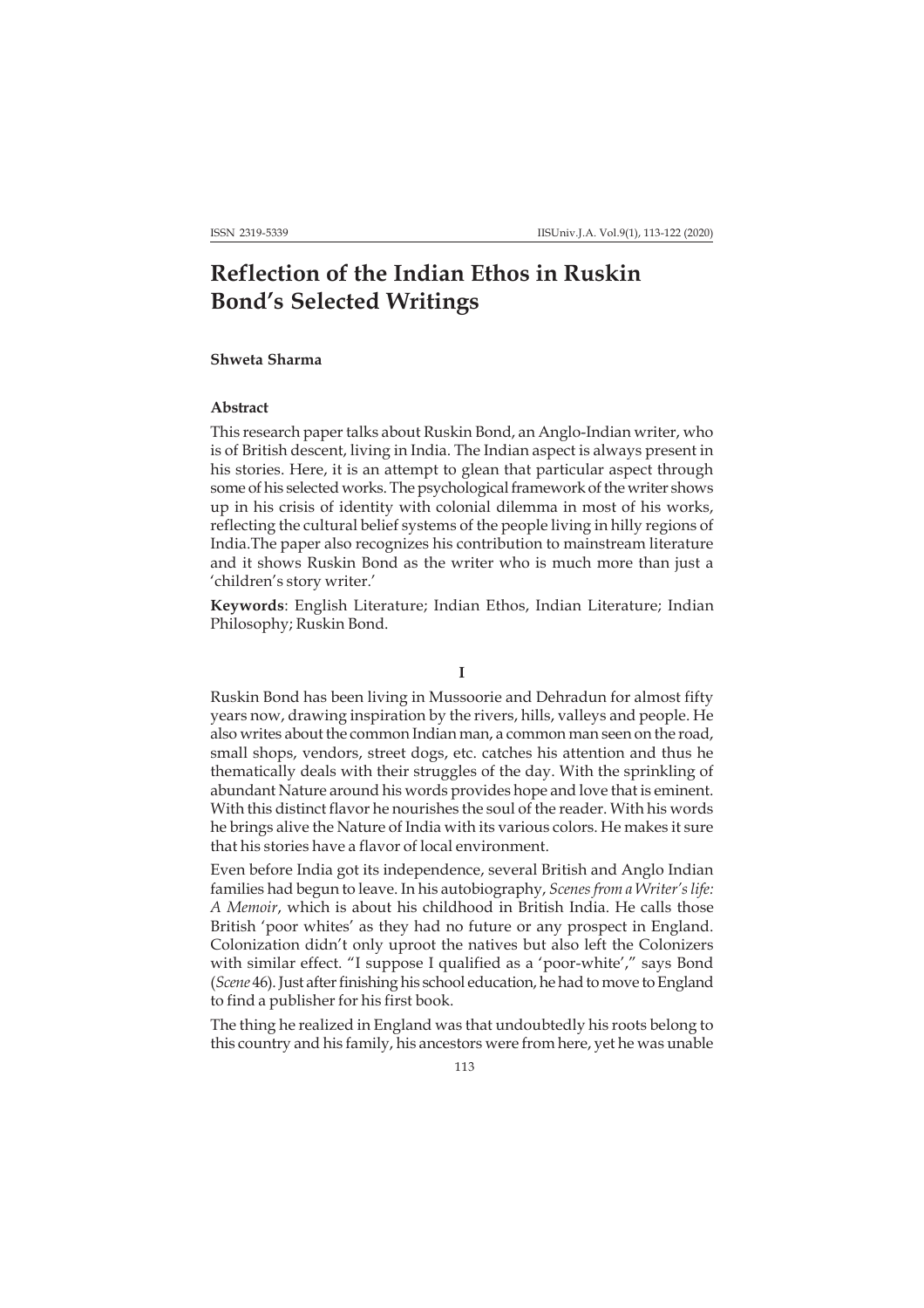# Reflection of the Indian Ethos in Ruskin Bond's Selected Writings

**Shweta Sharma**

### Abstract

This research paper talks about Ruskin Bond, an Anglo-Indian writer, who is of British descent, living in India. The Indian aspect is always present in his stories. Here, it is an attempt to glean that particular aspect through some of his selected works. The psychological framework of the writer shows up in his crisis of identity with colonial dilemma in most of his works, reflecting the cultural belief systems of the people living in hilly regions of India.The paper also recognizes his contribution to mainstream literature and it shows Ruskin Bond as the writer who is much more than just a 'children's story writer.'

**Keywords**: English Literature; Indian Ethos, Indian Literature; Indian Philosophy; Ruskin Bond.

## I

Ruskin Bond has been living in Mussoorie and Dehradun for almost fifty years now, drawing inspiration by the rivers, hills, valleys and people. He also writes about the common Indian man, a common man seen on the road, small shops, vendors, street dogs, etc. catches his attention and thus he thematically deals with their struggles of the day. With the sprinkling of abundant Nature around his words provides hope and love that is eminent. With this distinct flavor he nourishes the soul of the reader. With his words he brings alive the Nature of India with its various colors. He makes it sure that his stories have a flavor of local environment.

Even before India got its independence, several British and Anglo Indian families had begun to leave. In his autobiography, *Scenes from a Writer's life: A Memoir*, which is about his childhood in British India. He calls those British 'poor whites' as they had no future or any prospect in England. Colonization didn't only uproot the natives but also left the Colonizers with similar effect. "I suppose I qualified as a 'poor-white'," says Bond (*Scene* 46). Just after finishing his school education, he had to move to England to find a publisher for his first book.

The thing he realized in England was that undoubtedly his roots belong to this country and his family, his ancestors were from here, yet he was unable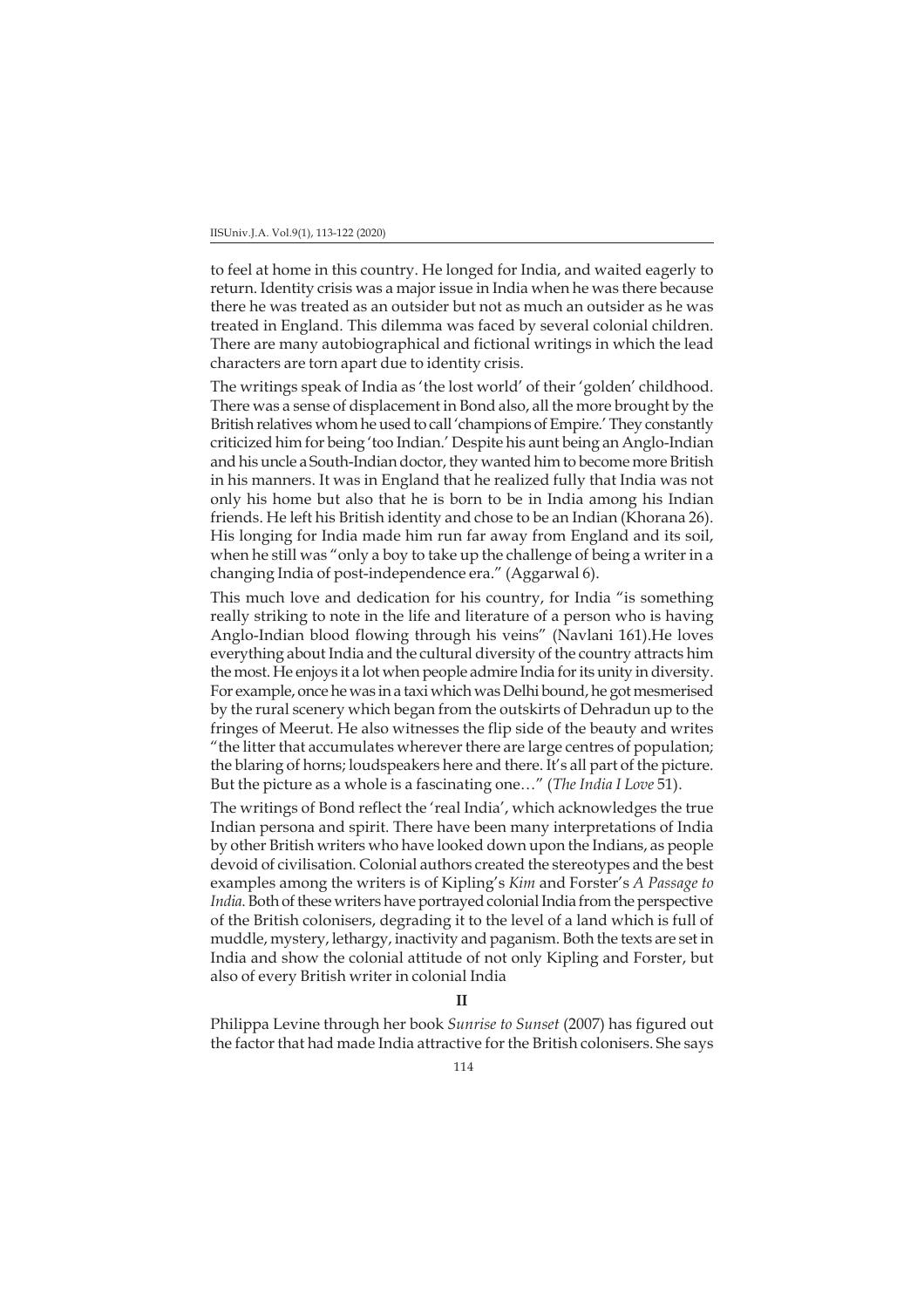to feel at home in this country. He longed for India, and waited eagerly to return. Identity crisis was a major issue in India when he was there because there he was treated as an outsider but not as much an outsider as he was treated in England. This dilemma was faced by several colonial children. There are many autobiographical and fictional writings in which the lead characters are torn apart due to identity crisis.

The writings speak of India as 'the lost world' of their 'golden' childhood. There was a sense of displacement in Bond also, all the more brought by the British relatives whom he used to call 'champions of Empire.' They constantly criticized him for being 'too Indian.' Despite his aunt being an Anglo-Indian and his uncle a South-Indian doctor, they wanted him to become more British in his manners. It was in England that he realized fully that India was not only his home but also that he is born to be in India among his Indian friends. He left his British identity and chose to be an Indian (Khorana 26). His longing for India made him run far away from England and its soil, when he still was "only a boy to take up the challenge of being a writer in a changing India of post-independence era." (Aggarwal 6).

This much love and dedication for his country, for India "is something really striking to note in the life and literature of a person who is having Anglo-Indian blood flowing through his veins" (Navlani 161).He loves everything about India and the cultural diversity of the country attracts him the most. He enjoys it a lot when people admire India for its unity in diversity. For example, once he was in a taxi which was Delhi bound, he got mesmerised by the rural scenery which began from the outskirts of Dehradun up to the fringes of Meerut. He also witnesses the flip side of the beauty and writes "the litter that accumulates wherever there are large centres of population; the blaring of horns; loudspeakers here and there. It's all part of the picture. But the picture as a whole is a fascinating one…" (*The India I Love* 51).

The writings of Bond reflect the 'real India', which acknowledges the true Indian persona and spirit. There have been many interpretations of India by other British writers who have looked down upon the Indians, as people devoid of civilisation. Colonial authors created the stereotypes and the best examples among the writers is of Kipling's *Kim* and Forster's *A Passage to India*. Both of these writers have portrayed colonial India from the perspective of the British colonisers, degrading it to the level of a land which is full of muddle, mystery, lethargy, inactivity and paganism. Both the texts are set in India and show the colonial attitude of not only Kipling and Forster, but also of every British writer in colonial India

**II**

Philippa Levine through her book *Sunrise to Sunset* (2007) has figured out the factor that had made India attractive for the British colonisers. She says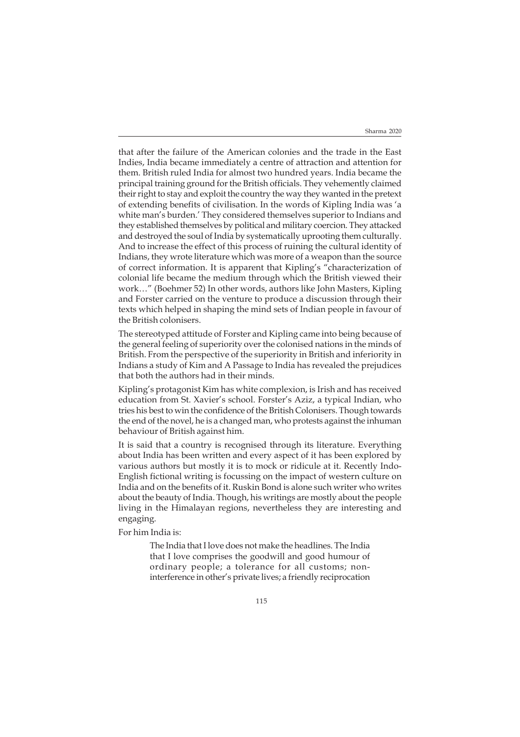that after the failure of the American colonies and the trade in the East Indies, India became immediately a centre of attraction and attention for them. British ruled India for almost two hundred years. India became the principal training ground for the British officials. They vehemently claimed their right to stay and exploit the country the way they wanted in the pretext of extending benefits of civilisation. In the words of Kipling India was 'a white man's burden.' They considered themselves superior to Indians and they established themselves by political and military coercion. They attacked and destroyed the soul of India by systematically uprooting them culturally. And to increase the effect of this process of ruining the cultural identity of Indians, they wrote literature which was more of a weapon than the source of correct information. It is apparent that Kipling's "characterization of colonial life became the medium through which the British viewed their work…" (Boehmer 52) In other words, authors like John Masters, Kipling and Forster carried on the venture to produce a discussion through their texts which helped in shaping the mind sets of Indian people in favour of the British colonisers.

The stereotyped attitude of Forster and Kipling came into being because of the general feeling of superiority over the colonised nations in the minds of British. From the perspective of the superiority in British and inferiority in Indians a study of Kim and A Passage to India has revealed the prejudices that both the authors had in their minds.

Kipling's protagonist Kim has white complexion, is Irish and has received education from St. Xavier's school. Forster's Aziz, a typical Indian, who tries his best to win the confidence of the British Colonisers. Though towards the end of the novel, he is a changed man, who protests against the inhuman behaviour of British against him.

It is said that a country is recognised through its literature. Everything about India has been written and every aspect of it has been explored by various authors but mostly it is to mock or ridicule at it. Recently Indo-English fictional writing is focussing on the impact of western culture on India and on the benefits of it. Ruskin Bond is alone such writer who writes about the beauty of India. Though, his writings are mostly about the people living in the Himalayan regions, nevertheless they are interesting and engaging.

For him India is:

> The India that I love does not make the headlines. The India that I love comprises the goodwill and good humour of ordinary people; a tolerance for all customs; non-interference in other's private lives; a friendly reciprocation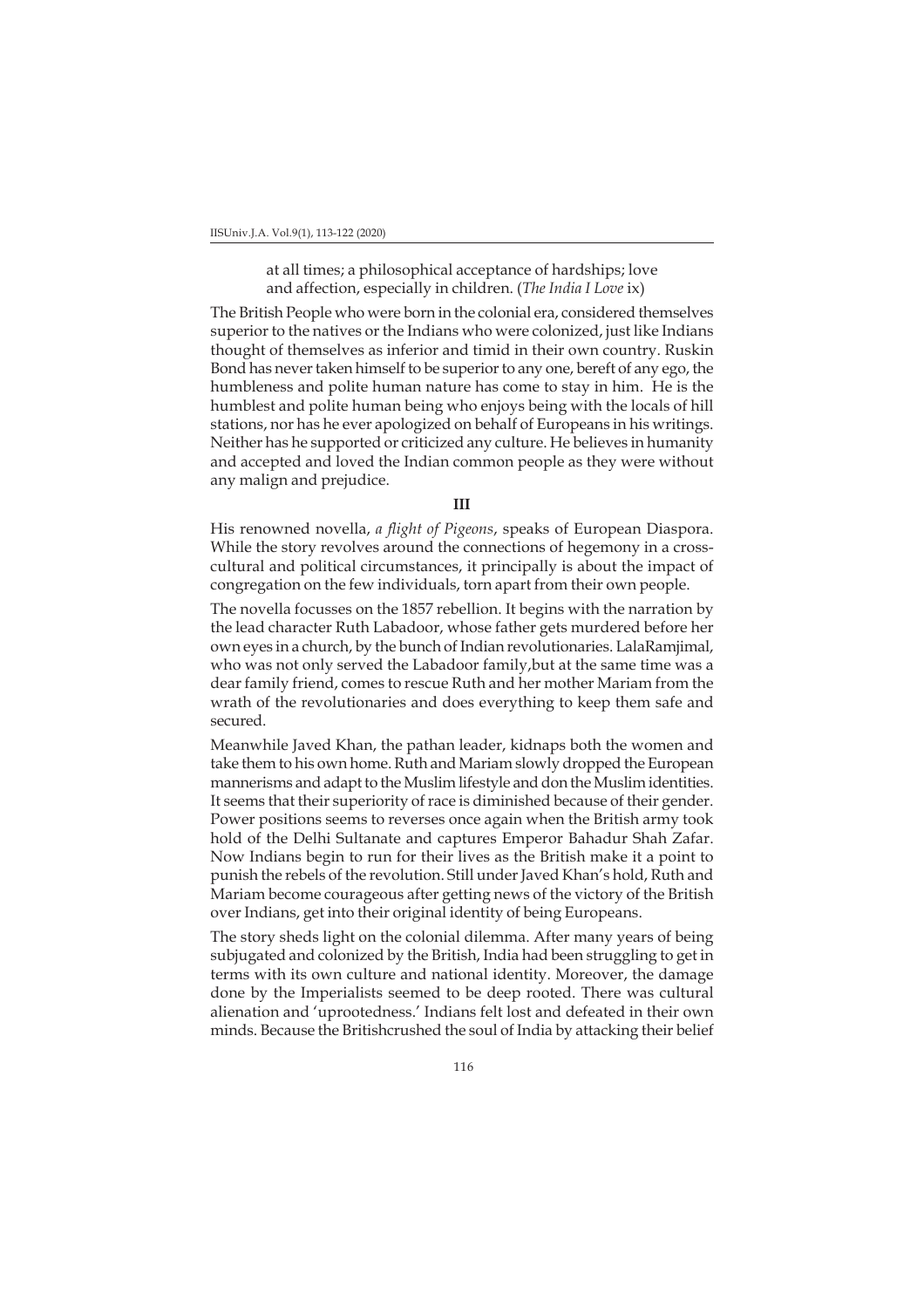> at all times; a philosophical acceptance of hardships; love and affection, especially in children. (*The India I Love* ix)

The British People who were born in the colonial era, considered themselves superior to the natives or the Indians who were colonized, just like Indians thought of themselves as inferior and timid in their own country. Ruskin Bond has never taken himself to be superior to any one, bereft of any ego, the humbleness and polite human nature has come to stay in him. He is the humblest and polite human being who enjoys being with the locals of hill stations, nor has he ever apologized on behalf of Europeans in his writings. Neither has he supported or criticized any culture. He believes in humanity and accepted and loved the Indian common people as they were without any malign and prejudice.

**III**

His renowned novella, *a flight of Pigeons*, speaks of European Diaspora. While the story revolves around the connections of hegemony in a cross-cultural and political circumstances, it principally is about the impact of congregation on the few individuals, torn apart from their own people.

The novella focusses on the 1857 rebellion. It begins with the narration by the lead character Ruth Labadoor, whose father gets murdered before her own eyes in a church, by the bunch of Indian revolutionaries. LalaRamjimal, who was not only served the Labadoor family,but at the same time was a dear family friend, comes to rescue Ruth and her mother Mariam from the wrath of the revolutionaries and does everything to keep them safe and secured.

Meanwhile Javed Khan, the pathan leader, kidnaps both the women and take them to his own home. Ruth and Mariam slowly dropped the European mannerisms and adapt to the Muslim lifestyle and don the Muslim identities. It seems that their superiority of race is diminished because of their gender. Power positions seems to reverses once again when the British army took hold of the Delhi Sultanate and captures Emperor Bahadur Shah Zafar. Now Indians begin to run for their lives as the British make it a point to punish the rebels of the revolution. Still under Javed Khan's hold, Ruth and Mariam become courageous after getting news of the victory of the British over Indians, get into their original identity of being Europeans.

The story sheds light on the colonial dilemma. After many years of being subjugated and colonized by the British, India had been struggling to get in terms with its own culture and national identity. Moreover, the damage done by the Imperialists seemed to be deep rooted. There was cultural alienation and 'uprootedness.' Indians felt lost and defeated in their own minds. Because the Britishcrushed the soul of India by attacking their belief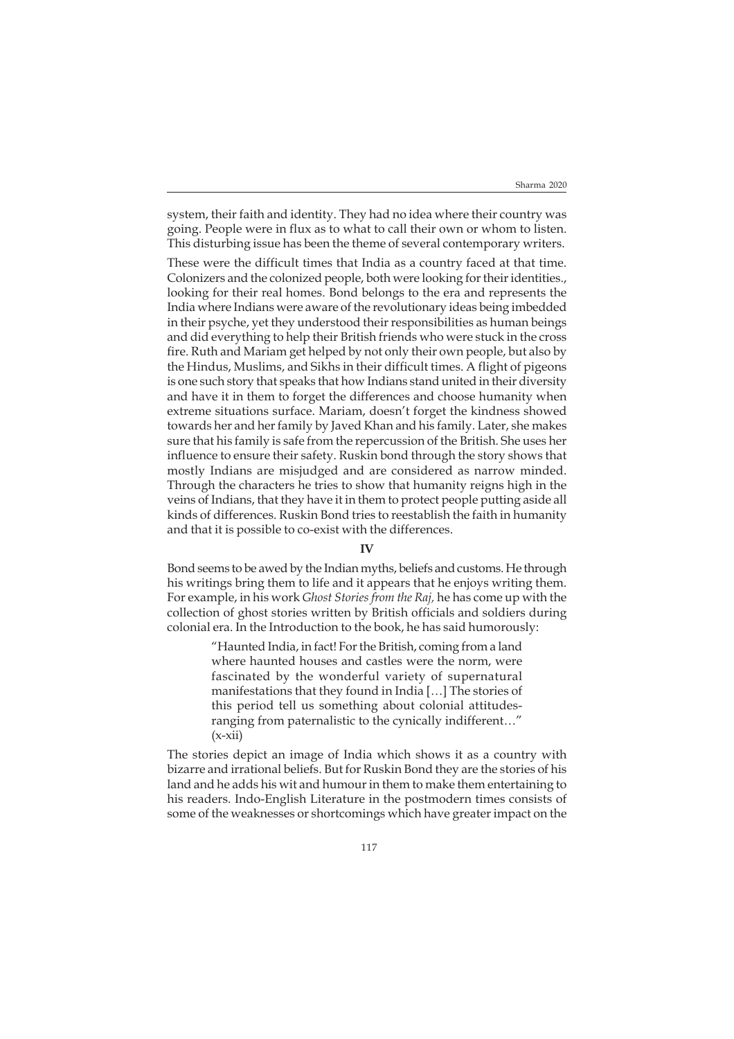system, their faith and identity. They had no idea where their country was going. People were in flux as to what to call their own or whom to listen. This disturbing issue has been the theme of several contemporary writers.

These were the difficult times that India as a country faced at that time. Colonizers and the colonized people, both were looking for their identities., looking for their real homes. Bond belongs to the era and represents the India where Indians were aware of the revolutionary ideas being imbedded in their psyche, yet they understood their responsibilities as human beings and did everything to help their British friends who were stuck in the cross fire. Ruth and Mariam get helped by not only their own people, but also by the Hindus, Muslims, and Sikhs in their difficult times. A flight of pigeons is one such story that speaks that how Indians stand united in their diversity and have it in them to forget the differences and choose humanity when extreme situations surface. Mariam, doesn't forget the kindness showed towards her and her family by Javed Khan and his family. Later, she makes sure that his family is safe from the repercussion of the British. She uses her influence to ensure their safety. Ruskin bond through the story shows that mostly Indians are misjudged and are considered as narrow minded. Through the characters he tries to show that humanity reigns high in the veins of Indians, that they have it in them to protect people putting aside all kinds of differences. Ruskin Bond tries to reestablish the faith in humanity and that it is possible to co-exist with the differences.

## IV

Bond seems to be awed by the Indian myths, beliefs and customs. He through his writings bring them to life and it appears that he enjoys writing them. For example, in his work *Ghost Stories from the Raj,* he has come up with the collection of ghost stories written by British officials and soldiers during colonial era. In the Introduction to the book, he has said humorously:

> "Haunted India, in fact! For the British, coming from a land where haunted houses and castles were the norm, were fascinated by the wonderful variety of supernatural manifestations that they found in India […] The stories of this period tell us something about colonial attitudes-ranging from paternalistic to the cynically indifferent…" (x-xii)

The stories depict an image of India which shows it as a country with bizarre and irrational beliefs. But for Ruskin Bond they are the stories of his land and he adds his wit and humour in them to make them entertaining to his readers. Indo-English Literature in the postmodern times consists of some of the weaknesses or shortcomings which have greater impact on the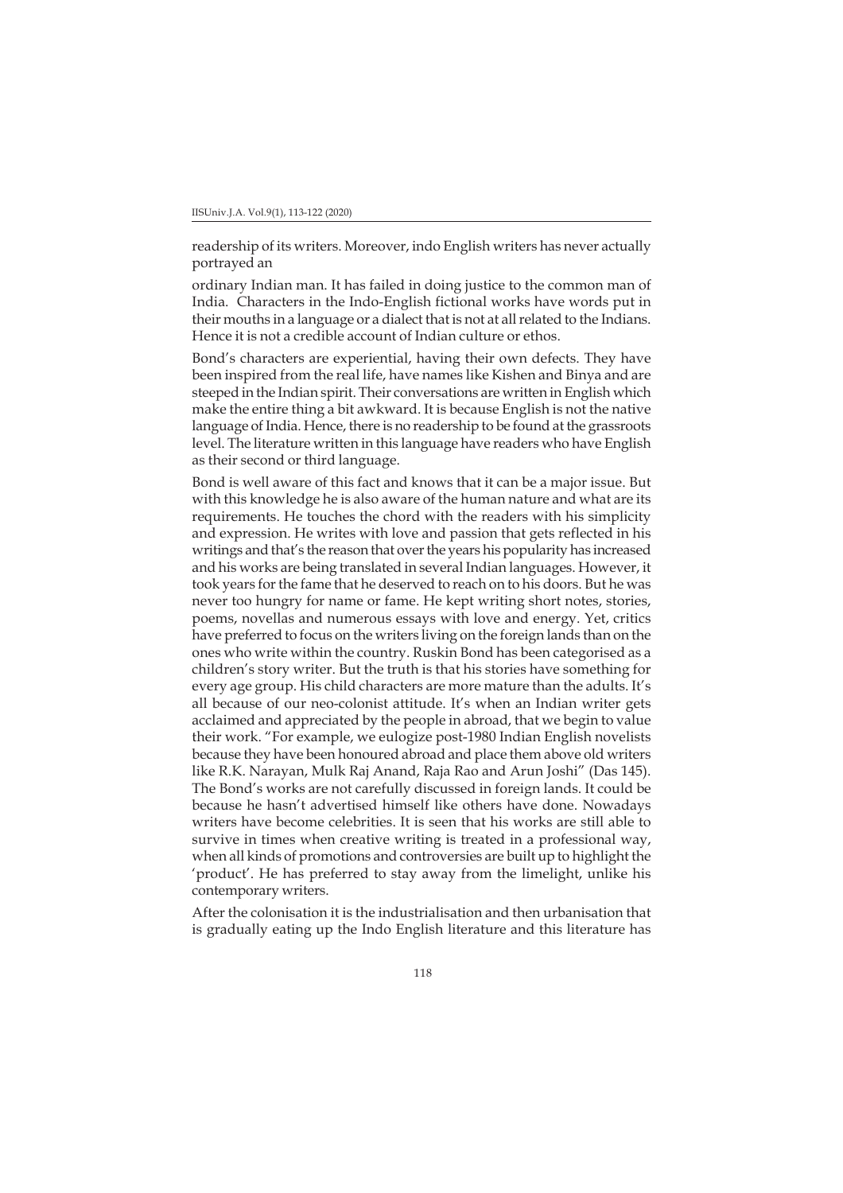readership of its writers. Moreover, indo English writers has never actually portrayed an

ordinary Indian man. It has failed in doing justice to the common man of India. Characters in the Indo-English fictional works have words put in their mouths in a language or a dialect that is not at all related to the Indians. Hence it is not a credible account of Indian culture or ethos.

Bond's characters are experiential, having their own defects. They have been inspired from the real life, have names like Kishen and Binya and are steeped in the Indian spirit. Their conversations are written in English which make the entire thing a bit awkward. It is because English is not the native language of India. Hence, there is no readership to be found at the grassroots level. The literature written in this language have readers who have English as their second or third language.

Bond is well aware of this fact and knows that it can be a major issue. But with this knowledge he is also aware of the human nature and what are its requirements. He touches the chord with the readers with his simplicity and expression. He writes with love and passion that gets reflected in his writings and that's the reason that over the years his popularity has increased and his works are being translated in several Indian languages. However, it took years for the fame that he deserved to reach on to his doors. But he was never too hungry for name or fame. He kept writing short notes, stories, poems, novellas and numerous essays with love and energy. Yet, critics have preferred to focus on the writers living on the foreign lands than on the ones who write within the country. Ruskin Bond has been categorised as a children's story writer. But the truth is that his stories have something for every age group. His child characters are more mature than the adults. It's all because of our neo-colonist attitude. It's when an Indian writer gets acclaimed and appreciated by the people in abroad, that we begin to value their work. "For example, we eulogize post-1980 Indian English novelists because they have been honoured abroad and place them above old writers like R.K. Narayan, Mulk Raj Anand, Raja Rao and Arun Joshi" (Das 145). The Bond's works are not carefully discussed in foreign lands. It could be because he hasn't advertised himself like others have done. Nowadays writers have become celebrities. It is seen that his works are still able to survive in times when creative writing is treated in a professional way, when all kinds of promotions and controversies are built up to highlight the 'product'. He has preferred to stay away from the limelight, unlike his contemporary writers.

After the colonisation it is the industrialisation and then urbanisation that is gradually eating up the Indo English literature and this literature has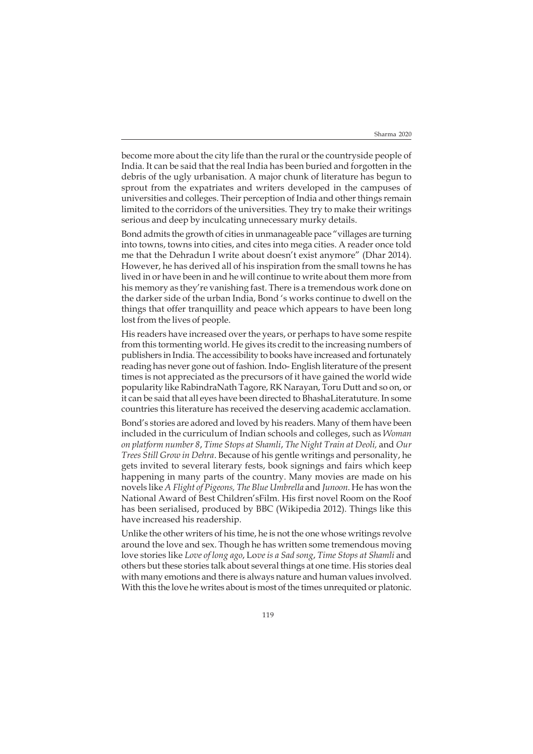become more about the city life than the rural or the countryside people of India. It can be said that the real India has been buried and forgotten in the debris of the ugly urbanisation. A major chunk of literature has begun to sprout from the expatriates and writers developed in the campuses of universities and colleges. Their perception of India and other things remain limited to the corridors of the universities. They try to make their writings serious and deep by inculcating unnecessary murky details.

Bond admits the growth of cities in unmanageable pace "villages are turning into towns, towns into cities, and cites into mega cities. A reader once told me that the Dehradun I write about doesn't exist anymore" (Dhar 2014). However, he has derived all of his inspiration from the small towns he has lived in or have been in and he will continue to write about them more from his memory as they're vanishing fast. There is a tremendous work done on the darker side of the urban India, Bond 's works continue to dwell on the things that offer tranquillity and peace which appears to have been long lost from the lives of people.

His readers have increased over the years, or perhaps to have some respite from this tormenting world. He gives its credit to the increasing numbers of publishers in India. The accessibility to books have increased and fortunately reading has never gone out of fashion. Indo- English literature of the present times is not appreciated as the precursors of it have gained the world wide popularity like RabindraNath Tagore, RK Narayan, Toru Dutt and so on, or it can be said that all eyes have been directed to BhashaLiteratuture. In some countries this literature has received the deserving academic acclamation.

Bond's stories are adored and loved by his readers. Many of them have been included in the curriculum of Indian schools and colleges, such as *Woman on platform number 8*, *Time Stops at Shamli*, *The Night Train at Deoli,* and *Our Trees Still Grow in Dehra*. Because of his gentle writings and personality, he gets invited to several literary fests, book signings and fairs which keep happening in many parts of the country. Many movies are made on his novels like *A Flight of Pigeons, The Blue Umbrella* and *Junoon*. He has won the National Award of Best Children'sFilm. His first novel Room on the Roof has been serialised, produced by BBC (Wikipedia 2012). Things like this have increased his readership.

Unlike the other writers of his time, he is not the one whose writings revolve around the love and sex. Though he has written some tremendous moving love stories like *Love of long ago*, L*ove is a Sad song*, *Time Stops at Shamli* and others but these stories talk about several things at one time. His stories deal with many emotions and there is always nature and human values involved. With this the love he writes about is most of the times unrequited or platonic.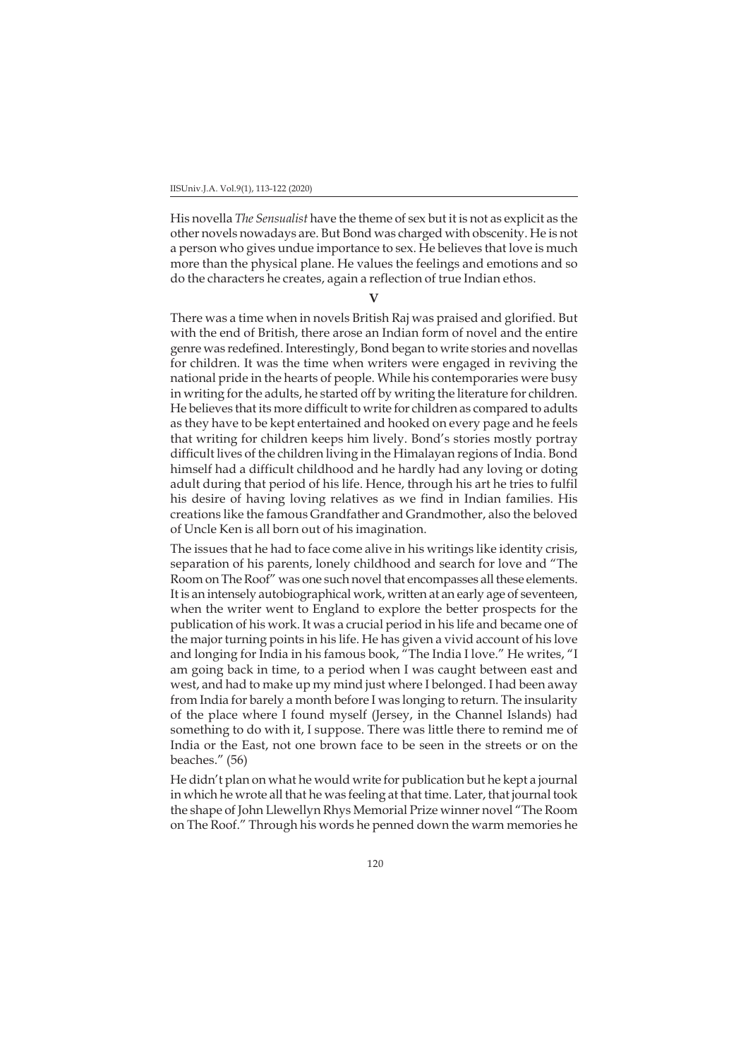His novella *The Sensualist* have the theme of sex but it is not as explicit as the other novels nowadays are. But Bond was charged with obscenity. He is not a person who gives undue importance to sex. He believes that love is much more than the physical plane. He values the feelings and emotions and so do the characters he creates, again a reflection of true Indian ethos.

## V

There was a time when in novels British Raj was praised and glorified. But with the end of British, there arose an Indian form of novel and the entire genre was redefined. Interestingly, Bond began to write stories and novellas for children. It was the time when writers were engaged in reviving the national pride in the hearts of people. While his contemporaries were busy in writing for the adults, he started off by writing the literature for children. He believes that its more difficult to write for children as compared to adults as they have to be kept entertained and hooked on every page and he feels that writing for children keeps him lively. Bond's stories mostly portray difficult lives of the children living in the Himalayan regions of India. Bond himself had a difficult childhood and he hardly had any loving or doting adult during that period of his life. Hence, through his art he tries to fulfil his desire of having loving relatives as we find in Indian families. His creations like the famous Grandfather and Grandmother, also the beloved of Uncle Ken is all born out of his imagination.

The issues that he had to face come alive in his writings like identity crisis, separation of his parents, lonely childhood and search for love and "The Room on The Roof" was one such novel that encompasses all these elements. It is an intensely autobiographical work, written at an early age of seventeen, when the writer went to England to explore the better prospects for the publication of his work. It was a crucial period in his life and became one of the major turning points in his life. He has given a vivid account of his love and longing for India in his famous book, "The India I love." He writes, "I am going back in time, to a period when I was caught between east and west, and had to make up my mind just where I belonged. I had been away from India for barely a month before I was longing to return. The insularity of the place where I found myself (Jersey, in the Channel Islands) had something to do with it, I suppose. There was little there to remind me of India or the East, not one brown face to be seen in the streets or on the beaches." (56)

He didn't plan on what he would write for publication but he kept a journal in which he wrote all that he was feeling at that time. Later, that journal took the shape of John Llewellyn Rhys Memorial Prize winner novel "The Room on The Roof." Through his words he penned down the warm memories he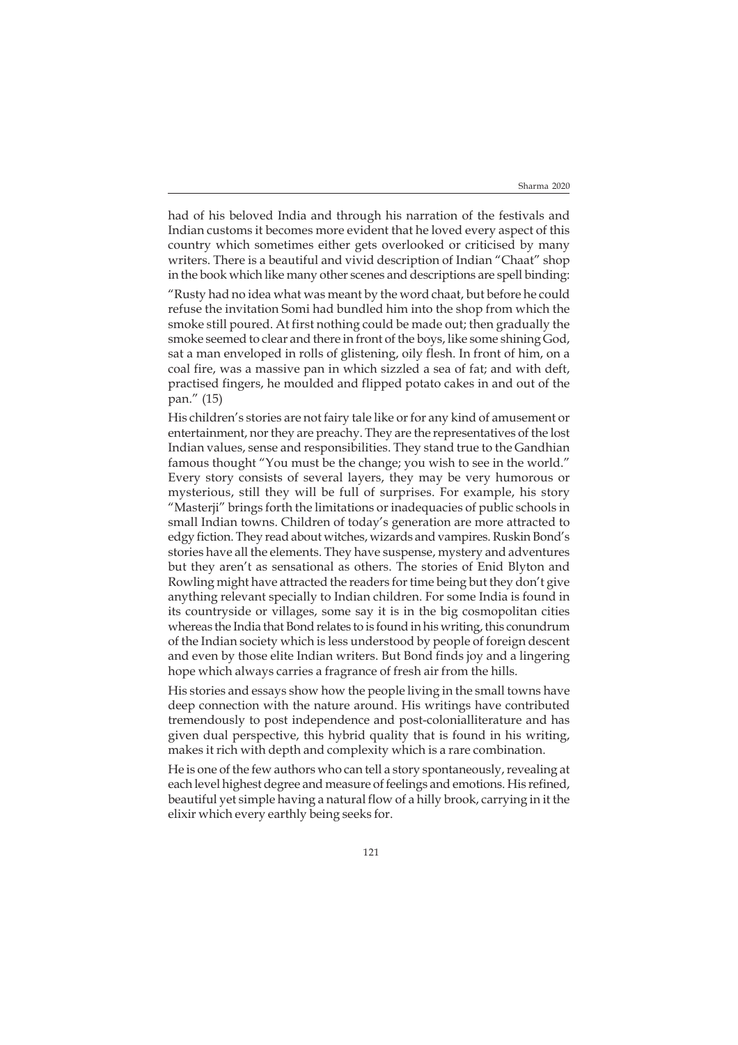had of his beloved India and through his narration of the festivals and Indian customs it becomes more evident that he loved every aspect of this country which sometimes either gets overlooked or criticised by many writers. There is a beautiful and vivid description of Indian "Chaat" shop in the book which like many other scenes and descriptions are spell binding:

"Rusty had no idea what was meant by the word chaat, but before he could refuse the invitation Somi had bundled him into the shop from which the smoke still poured. At first nothing could be made out; then gradually the smoke seemed to clear and there in front of the boys, like some shining God, sat a man enveloped in rolls of glistening, oily flesh. In front of him, on a coal fire, was a massive pan in which sizzled a sea of fat; and with deft, practised fingers, he moulded and flipped potato cakes in and out of the pan." (15)

His children's stories are not fairy tale like or for any kind of amusement or entertainment, nor they are preachy. They are the representatives of the lost Indian values, sense and responsibilities. They stand true to the Gandhian famous thought "You must be the change; you wish to see in the world." Every story consists of several layers, they may be very humorous or mysterious, still they will be full of surprises. For example, his story "Masterji" brings forth the limitations or inadequacies of public schools in small Indian towns. Children of today's generation are more attracted to edgy fiction. They read about witches, wizards and vampires. Ruskin Bond's stories have all the elements. They have suspense, mystery and adventures but they aren't as sensational as others. The stories of Enid Blyton and Rowling might have attracted the readers for time being but they don't give anything relevant specially to Indian children. For some India is found in its countryside or villages, some say it is in the big cosmopolitan cities whereas the India that Bond relates to is found in his writing, this conundrum of the Indian society which is less understood by people of foreign descent and even by those elite Indian writers. But Bond finds joy and a lingering hope which always carries a fragrance of fresh air from the hills.

His stories and essays show how the people living in the small towns have deep connection with the nature around. His writings have contributed tremendously to post independence and post-colonialliterature and has given dual perspective, this hybrid quality that is found in his writing, makes it rich with depth and complexity which is a rare combination.

He is one of the few authors who can tell a story spontaneously, revealing at each level highest degree and measure of feelings and emotions. His refined, beautiful yet simple having a natural flow of a hilly brook, carrying in it the elixir which every earthly being seeks for.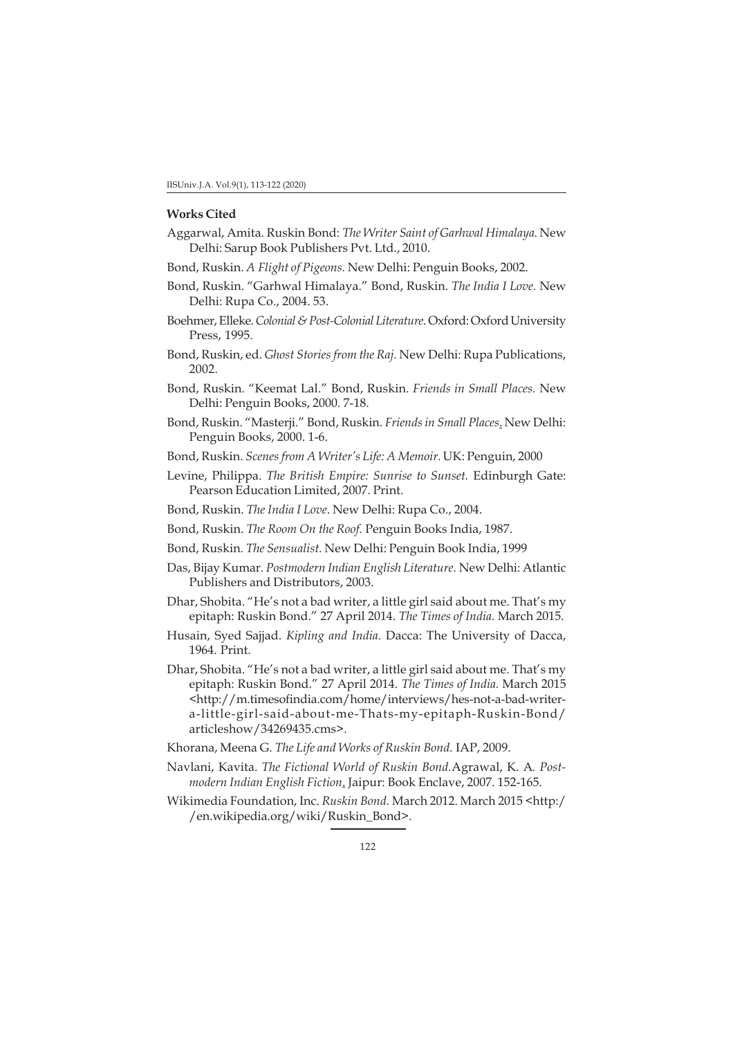**Works Cited**

Aggarwal, Amita. Ruskin Bond: *The Writer Saint of Garhwal Himalaya*. New Delhi: Sarup Book Publishers Pvt. Ltd., 2010.

Bond, Ruskin. *A Flight of Pigeons.* New Delhi: Penguin Books, 2002.

Bond, Ruskin. "Garhwal Himalaya." Bond, Ruskin. *The India I Love.* New Delhi: Rupa Co., 2004. 53.

Boehmer, Elleke. *Colonial & Post-Colonial Literature.* Oxford: Oxford University Press, 1995.

Bond, Ruskin, ed. *Ghost Stories from the Raj.* New Delhi: Rupa Publications, 2002.

Bond, Ruskin. "Keemat Lal." Bond, Ruskin. *Friends in Small Places.* New Delhi: Penguin Books, 2000. 7-18.

Bond, Ruskin. "Masterji." Bond, Ruskin. *Friends in Small Places*. New Delhi: Penguin Books, 2000. 1-6.

Bond, Ruskin. *Scenes from A Writer's Life: A Memoir.* UK: Penguin, 2000

Levine, Philippa. *The British Empire: Sunrise to Sunset.* Edinburgh Gate: Pearson Education Limited, 2007. Print.

Bond, Ruskin. *The India I Love*. New Delhi: Rupa Co., 2004.

Bond, Ruskin. *The Room On the Roof.* Penguin Books India, 1987.

Bond, Ruskin. *The Sensualist.* New Delhi: Penguin Book India, 1999

Das, Bijay Kumar. *Postmodern Indian English Literature.* New Delhi: Atlantic Publishers and Distributors, 2003.

Dhar, Shobita. "He's not a bad writer, a little girl said about me. That's my epitaph: Ruskin Bond." 27 April 2014. *The Times of India.* March 2015.

Husain, Syed Sajjad. *Kipling and India.* Dacca: The University of Dacca, 1964. Print.

Dhar, Shobita. "He's not a bad writer, a little girl said about me. That's my epitaph: Ruskin Bond." 27 April 2014. *The Times of India.* March 2015 <http://m.timesofindia.com/home/interviews/hes-not-a-bad-writer-a-little-girl-said-about-me-Thats-my-epitaph-Ruskin-Bond/articleshow/34269435.cms>.

Khorana, Meena G. *The Life and Works of Ruskin Bond.* IAP, 2009.

Navlani, Kavita. *The Fictional World of Ruskin Bond.* Agrawal, K. A. *Post-modern Indian English Fiction*. Jaipur: Book Enclave, 2007. 152-165.

Wikimedia Foundation, Inc. *Ruskin Bond.* March 2012. March 2015 <http://en.wikipedia.org/wiki/Ruskin_Bond>.